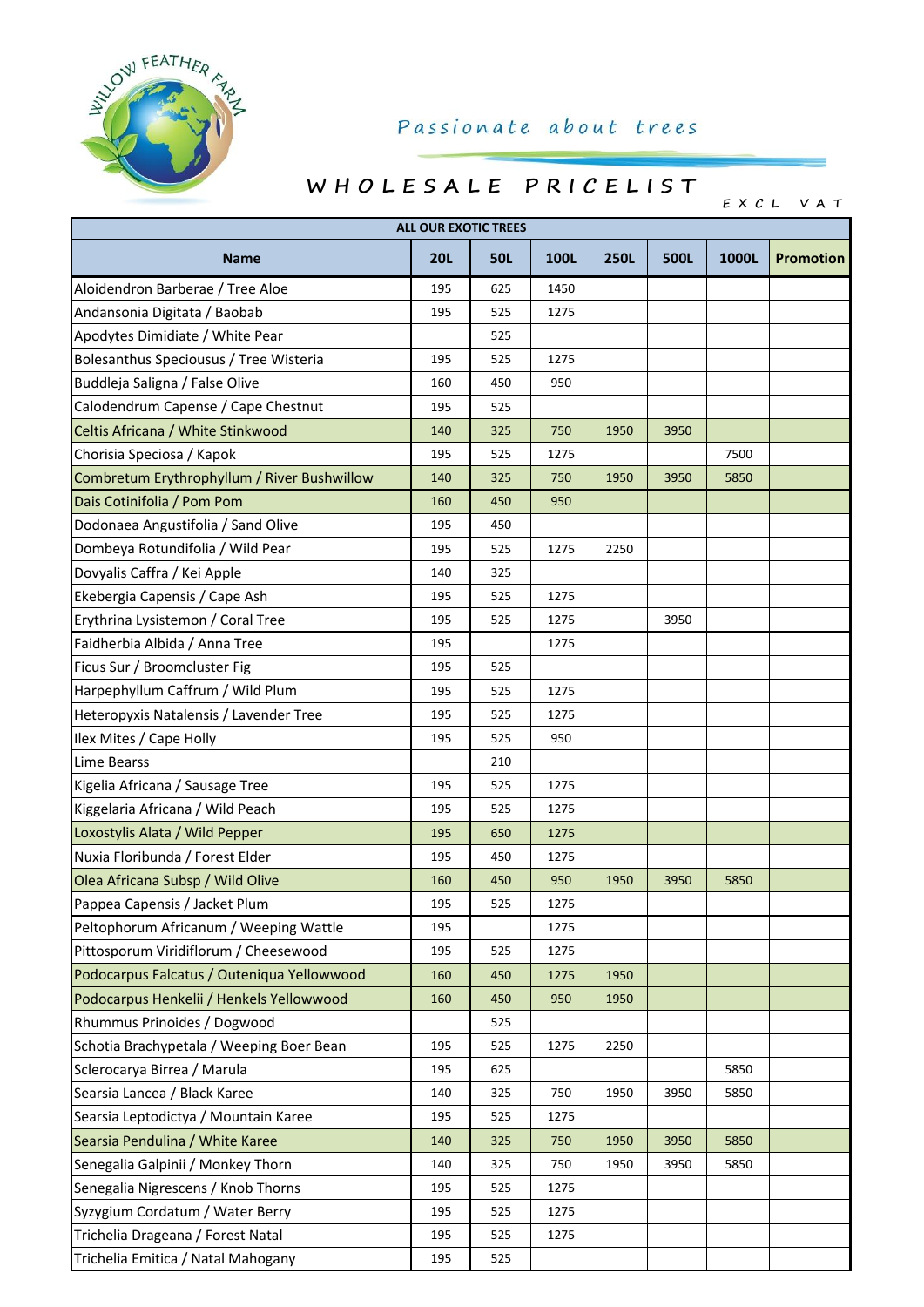WILLOW FEATHER FARM

Passionate about trees

# WHOLESALE PRICELIST

EXCL VAT

| ALL OUR EXOTIC TREES | | | | | | | |
|---|---|---|---|---|---|---|---|
| **Name** | **20L** | **50L** | **100L** | **250L** | **500L** | **1000L** | **Promotion** |
| Aloidendron Barberae / Tree Aloe | 195 | 625 | 1450 | | | | |
| Andansonia Digitata / Baobab | 195 | 525 | 1275 | | | | |
| Apodytes Dimidiate / White Pear | | 525 | | | | | |
| Bolesanthus Speciousus / Tree Wisteria | 195 | 525 | 1275 | | | | |
| Buddleja Saligna / False Olive | 160 | 450 | 950 | | | | |
| Calodendrum Capense / Cape Chestnut | 195 | 525 | | | | | |
| Celtis Africana / White Stinkwood | 140 | 325 | 750 | 1950 | 3950 | | |
| Chorisia Speciosa / Kapok | 195 | 525 | 1275 | | | 7500 | |
| Combretum Erythrophyllum / River Bushwillow | 140 | 325 | 750 | 1950 | 3950 | 5850 | |
| Dais Cotinifolia / Pom Pom | 160 | 450 | 950 | | | | |
| Dodonaea Angustifolia / Sand Olive | 195 | 450 | | | | | |
| Dombeya Rotundifolia / Wild Pear | 195 | 525 | 1275 | 2250 | | | |
| Dovyalis Caffra / Kei Apple | 140 | 325 | | | | | |
| Ekebergia Capensis / Cape Ash | 195 | 525 | 1275 | | | | |
| Erythrina Lysistemon / Coral Tree | 195 | 525 | 1275 | | 3950 | | |
| Faidherbia Albida / Anna Tree | 195 | | 1275 | | | | |
| Ficus Sur / Broomcluster Fig | 195 | 525 | | | | | |
| Harpephyllum Caffrum / Wild Plum | 195 | 525 | 1275 | | | | |
| Heteropyxis Natalensis / Lavender Tree | 195 | 525 | 1275 | | | | |
| Ilex Mites / Cape Holly | 195 | 525 | 950 | | | | |
| Lime Bearss | | 210 | | | | | |
| Kigelia Africana / Sausage Tree | 195 | 525 | 1275 | | | | |
| Kiggelaria Africana / Wild Peach | 195 | 525 | 1275 | | | | |
| Loxostylis Alata / Wild Pepper | 195 | 650 | 1275 | | | | |
| Nuxia Floribunda / Forest Elder | 195 | 450 | 1275 | | | | |
| Olea Africana Subsp / Wild Olive | 160 | 450 | 950 | 1950 | 3950 | 5850 | |
| Pappea Capensis / Jacket Plum | 195 | 525 | 1275 | | | | |
| Peltophorum Africanum / Weeping Wattle | 195 | | 1275 | | | | |
| Pittosporum Viridiflorum / Cheesewood | 195 | 525 | 1275 | | | | |
| Podocarpus Falcatus / Outeniqua Yellowwood | 160 | 450 | 1275 | 1950 | | | |
| Podocarpus Henkelii / Henkels Yellowwood | 160 | 450 | 950 | 1950 | | | |
| Rhummus Prinoides / Dogwood | | 525 | | | | | |
| Schotia Brachypetala / Weeping Boer Bean | 195 | 525 | 1275 | 2250 | | | |
| Sclerocarya Birrea / Marula | 195 | 625 | | | | 5850 | |
| Searsia Lancea / Black Karee | 140 | 325 | 750 | 1950 | 3950 | 5850 | |
| Searsia Leptodictya / Mountain Karee | 195 | 525 | 1275 | | | | |
| Searsia Pendulina / White Karee | 140 | 325 | 750 | 1950 | 3950 | 5850 | |
| Senegalia Galpinii / Monkey Thorn | 140 | 325 | 750 | 1950 | 3950 | 5850 | |
| Senegalia Nigrescens / Knob Thorns | 195 | 525 | 1275 | | | | |
| Syzygium Cordatum / Water Berry | 195 | 525 | 1275 | | | | |
| Trichelia Drageana / Forest Natal | 195 | 525 | 1275 | | | | |
| Trichelia Emitica / Natal Mahogany | 195 | 525 | | | | | |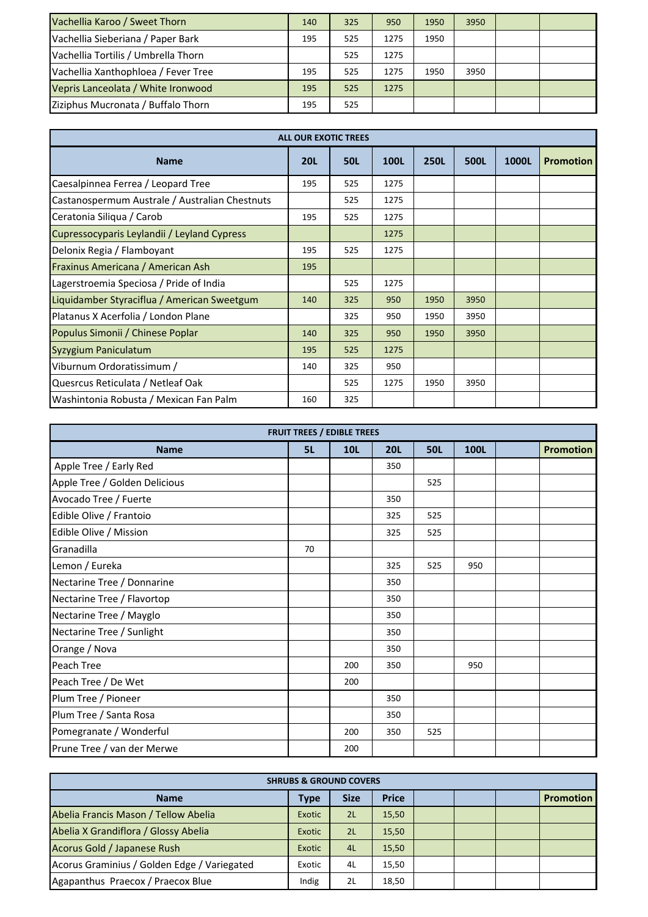| | | | | | | | |
|---|---|---|---|---|---|---|---|
| Vachellia Karoo / Sweet Thorn | 140 | 325 | 950 | 1950 | 3950 | | |
| Vachellia Sieberiana / Paper Bark | 195 | 525 | 1275 | 1950 | | | |
| Vachellia Tortilis / Umbrella Thorn | | 525 | 1275 | | | | |
| Vachellia Xanthophloea / Fever Tree | 195 | 525 | 1275 | 1950 | 3950 | | |
| Vepris Lanceolata / White Ironwood | 195 | 525 | 1275 | | | | |
| Ziziphus Mucronata / Buffalo Thorn | 195 | 525 | | | | | |

**ALL OUR EXOTIC TREES**

| Name | 20L | 50L | 100L | 250L | 500L | 1000L | Promotion |
|---|---|---|---|---|---|---|---|
| Caesalpinnea Ferrea / Leopard Tree | 195 | 525 | 1275 | | | | |
| Castanospermum Australe / Australian Chestnuts | | 525 | 1275 | | | | |
| Ceratonia Siliqua / Carob | 195 | 525 | 1275 | | | | |
| Cupressocyparis Leylandii / Leyland Cypress | | | 1275 | | | | |
| Delonix Regia / Flamboyant | 195 | 525 | 1275 | | | | |
| Fraxinus Americana / American Ash | 195 | | | | | | |
| Lagerstroemia Speciosa / Pride of India | | 525 | 1275 | | | | |
| Liquidamber Styraciflua / American Sweetgum | 140 | 325 | 950 | 1950 | 3950 | | |
| Platanus X Acerfolia / London Plane | | 325 | 950 | 1950 | 3950 | | |
| Populus Simonii / Chinese Poplar | 140 | 325 | 950 | 1950 | 3950 | | |
| Syzygium Paniculatum | 195 | 525 | 1275 | | | | |
| Viburnum Ordoratissimum / | 140 | 325 | 950 | | | | |
| Quesrcus Reticulata / Netleaf Oak | | 525 | 1275 | 1950 | 3950 | | |
| Washintonia Robusta / Mexican Fan Palm | 160 | 325 | | | | | |

**FRUIT TREES / EDIBLE TREES**

| Name | 5L | 10L | 20L | 50L | 100L | | Promotion |
|---|---|---|---|---|---|---|---|
| Apple Tree / Early Red | | | 350 | | | | |
| Apple Tree / Golden Delicious | | | | 525 | | | |
| Avocado Tree / Fuerte | | | 350 | | | | |
| Edible Olive / Frantoio | | | 325 | 525 | | | |
| Edible Olive / Mission | | | 325 | 525 | | | |
| Granadilla | 70 | | | | | | |
| Lemon / Eureka | | | 325 | 525 | 950 | | |
| Nectarine Tree / Donnarine | | | 350 | | | | |
| Nectarine Tree / Flavortop | | | 350 | | | | |
| Nectarine Tree / Mayglo | | | 350 | | | | |
| Nectarine Tree / Sunlight | | | 350 | | | | |
| Orange / Nova | | | 350 | | | | |
| Peach Tree | | 200 | 350 | | 950 | | |
| Peach Tree / De Wet | | 200 | | | | | |
| Plum Tree / Pioneer | | | 350 | | | | |
| Plum Tree / Santa Rosa | | | 350 | | | | |
| Pomegranate / Wonderful | | 200 | 350 | 525 | | | |
| Prune Tree / van der Merwe | | 200 | | | | | |

**SHRUBS & GROUND COVERS**

| Name | Type | Size | Price | | | | Promotion |
|---|---|---|---|---|---|---|---|
| Abelia Francis Mason / Tellow Abelia | Exotic | 2L | 15,50 | | | | |
| Abelia X Grandiflora / Glossy Abelia | Exotic | 2L | 15,50 | | | | |
| Acorus Gold / Japanese Rush | Exotic | 4L | 15,50 | | | | |
| Acorus Graminius / Golden Edge / Variegated | Exotic | 4L | 15,50 | | | | |
| Agapanthus Praecox / Praecox Blue | Indig | 2L | 18,50 | | | | |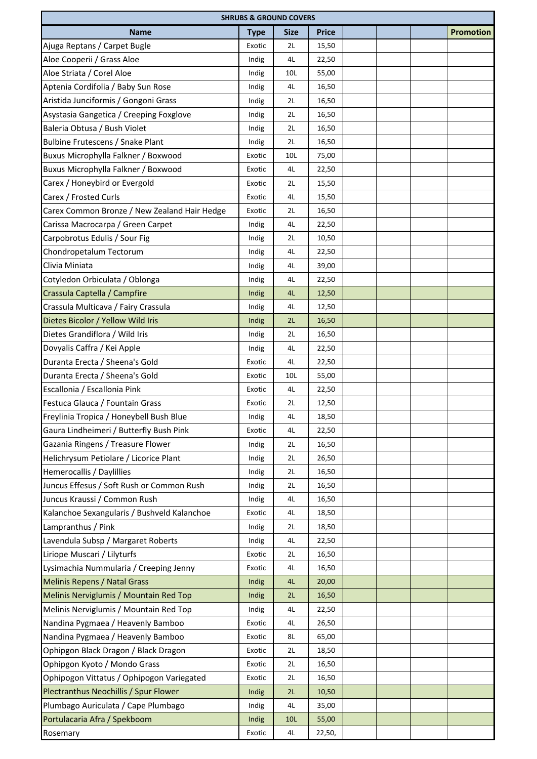| SHRUBS & GROUND COVERS | | | | | | | |
|---|---|---|---|---|---|---|---|
| **Name** | **Type** | **Size** | **Price** | | | | **Promotion** |
| Ajuga Reptans / Carpet Bugle | Exotic | 2L | 15,50 | | | | |
| Aloe Cooperii / Grass Aloe | Indig | 4L | 22,50 | | | | |
| Aloe Striata / Corel Aloe | Indig | 10L | 55,00 | | | | |
| Aptenia Cordifolia / Baby Sun Rose | Indig | 4L | 16,50 | | | | |
| Aristida Junciformis / Gongoni Grass | Indig | 2L | 16,50 | | | | |
| Asystasia Gangetica / Creeping Foxglove | Indig | 2L | 16,50 | | | | |
| Baleria Obtusa / Bush Violet | Indig | 2L | 16,50 | | | | |
| Bulbine Frutescens / Snake Plant | Indig | 2L | 16,50 | | | | |
| Buxus Microphylla Falkner / Boxwood | Exotic | 10L | 75,00 | | | | |
| Buxus Microphylla Falkner / Boxwood | Exotic | 4L | 22,50 | | | | |
| Carex / Honeybird or Evergold | Exotic | 2L | 15,50 | | | | |
| Carex / Frosted Curls | Exotic | 4L | 15,50 | | | | |
| Carex Common Bronze / New Zealand Hair Hedge | Exotic | 2L | 16,50 | | | | |
| Carissa Macrocarpa / Green Carpet | Indig | 4L | 22,50 | | | | |
| Carpobrotus Edulis / Sour Fig | Indig | 2L | 10,50 | | | | |
| Chondropetalum Tectorum | Indig | 4L | 22,50 | | | | |
| Clivia Miniata | Indig | 4L | 39,00 | | | | |
| Cotyledon Orbiculata / Oblonga | Indig | 4L | 22,50 | | | | |
| Crassula Captella / Campfire | Indig | 4L | 12,50 | | | | |
| Crassula Multicava / Fairy Crassula | Indig | 4L | 12,50 | | | | |
| Dietes Bicolor / Yellow Wild Iris | Indig | 2L | 16,50 | | | | |
| Dietes Grandiflora / Wild Iris | Indig | 2L | 16,50 | | | | |
| Dovyalis Caffra / Kei Apple | Indig | 4L | 22,50 | | | | |
| Duranta Erecta / Sheena's Gold | Exotic | 4L | 22,50 | | | | |
| Duranta Erecta / Sheena's Gold | Exotic | 10L | 55,00 | | | | |
| Escallonia / Escallonia Pink | Exotic | 4L | 22,50 | | | | |
| Festuca Glauca / Fountain Grass | Exotic | 2L | 12,50 | | | | |
| Freylinia Tropica / Honeybell Bush Blue | Indig | 4L | 18,50 | | | | |
| Gaura Lindheimeri / Butterfly Bush Pink | Exotic | 4L | 22,50 | | | | |
| Gazania Ringens / Treasure Flower | Indig | 2L | 16,50 | | | | |
| Helichrysum Petiolare / Licorice Plant | Indig | 2L | 26,50 | | | | |
| Hemerocallis / Daylillies | Indig | 2L | 16,50 | | | | |
| Juncus Effesus / Soft Rush or Common Rush | Indig | 2L | 16,50 | | | | |
| Juncus Kraussi / Common Rush | Indig | 4L | 16,50 | | | | |
| Kalanchoe Sexangularis / Bushveld Kalanchoe | Exotic | 4L | 18,50 | | | | |
| Lampranthus / Pink | Indig | 2L | 18,50 | | | | |
| Lavendula Subsp / Margaret Roberts | Indig | 4L | 22,50 | | | | |
| Liriope Muscari / Lilyturfs | Exotic | 2L | 16,50 | | | | |
| Lysimachia Nummularia / Creeping Jenny | Exotic | 4L | 16,50 | | | | |
| Melinis Repens / Natal Grass | Indig | 4L | 20,00 | | | | |
| Melinis Nerviglumis / Mountain Red Top | Indig | 2L | 16,50 | | | | |
| Melinis Nerviglumis / Mountain Red Top | Indig | 4L | 22,50 | | | | |
| Nandina Pygmaea / Heavenly Bamboo | Exotic | 4L | 26,50 | | | | |
| Nandina Pygmaea / Heavenly Bamboo | Exotic | 8L | 65,00 | | | | |
| Ophipgon Black Dragon / Black Dragon | Exotic | 2L | 18,50 | | | | |
| Ophipgon Kyoto / Mondo Grass | Exotic | 2L | 16,50 | | | | |
| Ophipogon Vittatus / Ophipogon Variegated | Exotic | 2L | 16,50 | | | | |
| Plectranthus Neochillis / Spur Flower | Indig | 2L | 10,50 | | | | |
| Plumbago Auriculata / Cape Plumbago | Indig | 4L | 35,00 | | | | |
| Portulacaria Afra / Spekboom | Indig | 10L | 55,00 | | | | |
| Rosemary | Exotic | 4L | 22,50, | | | | |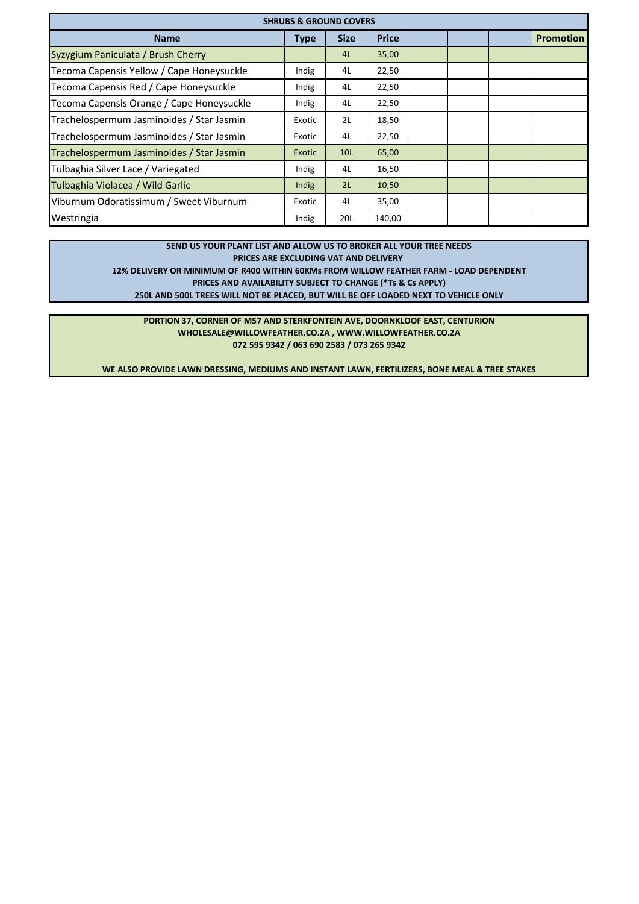| SHRUBS & GROUND COVERS | | | | | | | |
|---|---|---|---|---|---|---|---|
| **Name** | **Type** | **Size** | **Price** | | | | **Promotion** |
| Syzygium Paniculata / Brush Cherry | | 4L | 35,00 | | | | |
| Tecoma Capensis Yellow / Cape Honeysuckle | Indig | 4L | 22,50 | | | | |
| Tecoma Capensis Red / Cape Honeysuckle | Indig | 4L | 22,50 | | | | |
| Tecoma Capensis Orange / Cape Honeysuckle | Indig | 4L | 22,50 | | | | |
| Trachelospermum Jasminoides / Star Jasmin | Exotic | 2L | 18,50 | | | | |
| Trachelospermum Jasminoides / Star Jasmin | Exotic | 4L | 22,50 | | | | |
| Trachelospermum Jasminoides / Star Jasmin | Exotic | 10L | 65,00 | | | | |
| Tulbaghia Silver Lace / Variegated | Indig | 4L | 16,50 | | | | |
| Tulbaghia Violacea / Wild Garlic | Indig | 2L | 10,50 | | | | |
| Viburnum Odoratissimum / Sweet Viburnum | Exotic | 4L | 35,00 | | | | |
| Westringia | Indig | 20L | 140,00 | | | | |

**SEND US YOUR PLANT LIST AND ALLOW US TO BROKER ALL YOUR TREE NEEDS**
**PRICES ARE EXCLUDING VAT AND DELIVERY**
**12% DELIVERY OR MINIMUM OF R400 WITHIN 60KMs FROM WILLOW FEATHER FARM - LOAD DEPENDENT**
**PRICES AND AVAILABILITY SUBJECT TO CHANGE (*Ts & Cs APPLY)**
**250L AND 500L TREES WILL NOT BE PLACED, BUT WILL BE OFF LOADED NEXT TO VEHICLE ONLY**

**PORTION 37, CORNER OF M57 AND STERKFONTEIN AVE, DOORNKLOOF EAST, CENTURION**
**WHOLESALE@WILLOWFEATHER.CO.ZA , WWW.WILLOWFEATHER.CO.ZA**
**072 595 9342 / 063 690 2583 / 073 265 9342**

**WE ALSO PROVIDE LAWN DRESSING, MEDIUMS AND INSTANT LAWN, FERTILIZERS, BONE MEAL & TREE STAKES**